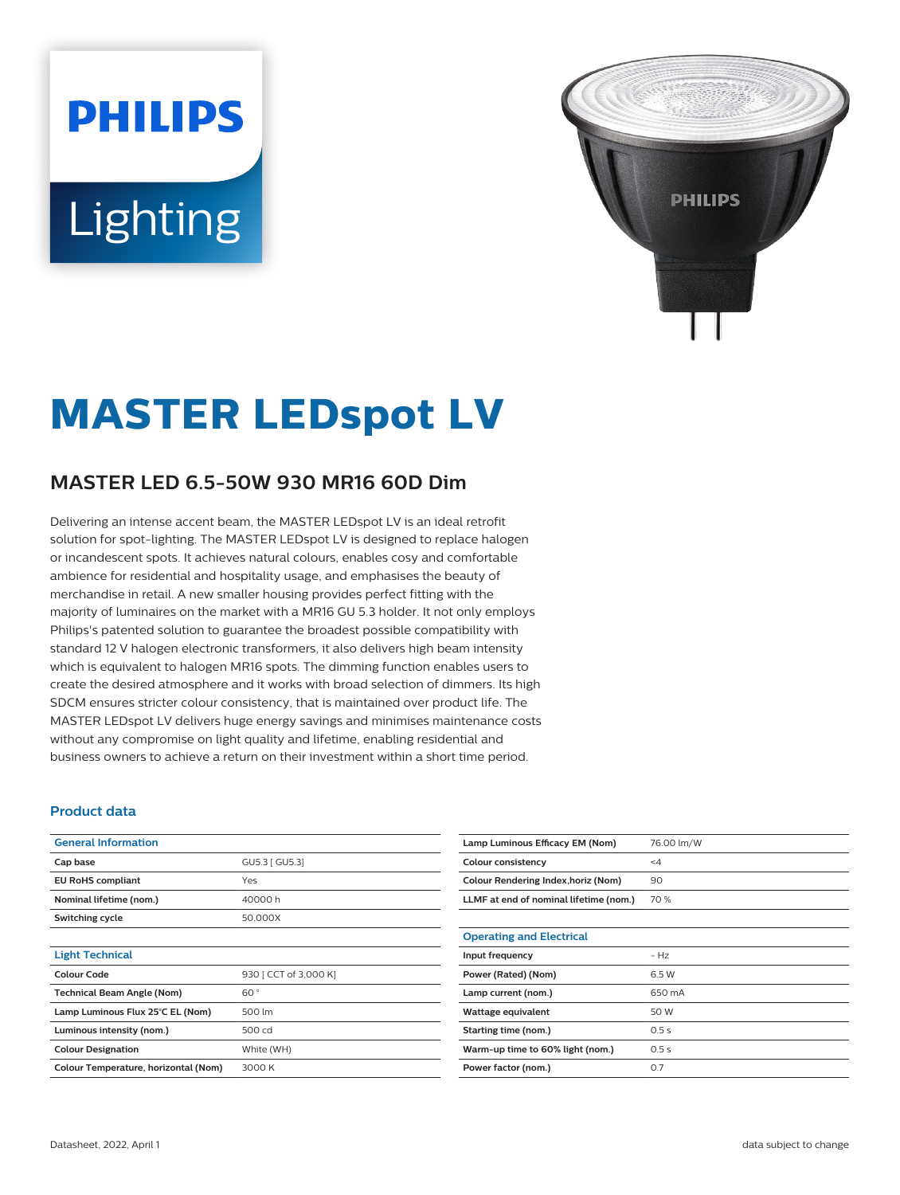# MASTER LEDspot LV

## MASTER LED 6.5-50W 930 MR16 60D Dim

Delivering an intense accent beam, the MASTER LEDspot LV is an ideal retrofit solution for spot-lighting. The MASTER LEDspot LV is designed to replace halogen or incandescent spots. It achieves natural colours, enables cosy and comfortable ambience for residential and hospitality usage, and emphasises the beauty of merchandise in retail. A new smaller housing provides perfect fitting with the majority of luminaires on the market with a MR16 GU 5.3 holder. It not only employs Philips's patented solution to guarantee the broadest possible compatibility with standard 12 V halogen electronic transformers, it also delivers high beam intensity which is equivalent to halogen MR16 spots. The dimming function enables users to create the desired atmosphere and it works with broad selection of dimmers. Its high SDCM ensures stricter colour consistency, that is maintained over product life. The MASTER LEDspot LV delivers huge energy savings and minimises maintenance costs without any compromise on light quality and lifetime, enabling residential and business owners to achieve a return on their investment within a short time period.

### Product data

| General Information | |
|---|---|
| Cap base | GU5.3 [ GU5.3] |
| EU RoHS compliant | Yes |
| Nominal lifetime (nom.) | 40000 h |
| Switching cycle | 50,000X |

| Light Technical | |
|---|---|
| Colour Code | 930 [ CCT of 3,000 K] |
| Technical Beam Angle (Nom) | 60 ° |
| Lamp Luminous Flux 25°C EL (Nom) | 500 lm |
| Luminous intensity (nom.) | 500 cd |
| Colour Designation | White (WH) |
| Colour Temperature, horizontal (Nom) | 3000 K |
| Lamp Luminous Efficacy EM (Nom) | 76.00 lm/W |
| Colour consistency | <4 |
| Colour Rendering Index,horiz (Nom) | 90 |
| LLMF at end of nominal lifetime (nom.) | 70 % |

| Operating and Electrical | |
|---|---|
| Input frequency | - Hz |
| Power (Rated) (Nom) | 6.5 W |
| Lamp current (nom.) | 650 mA |
| Wattage equivalent | 50 W |
| Starting time (nom.) | 0.5 s |
| Warm-up time to 60% light (nom.) | 0.5 s |
| Power factor (nom.) | 0.7 |

Datasheet, 2022, April 1 data subject to change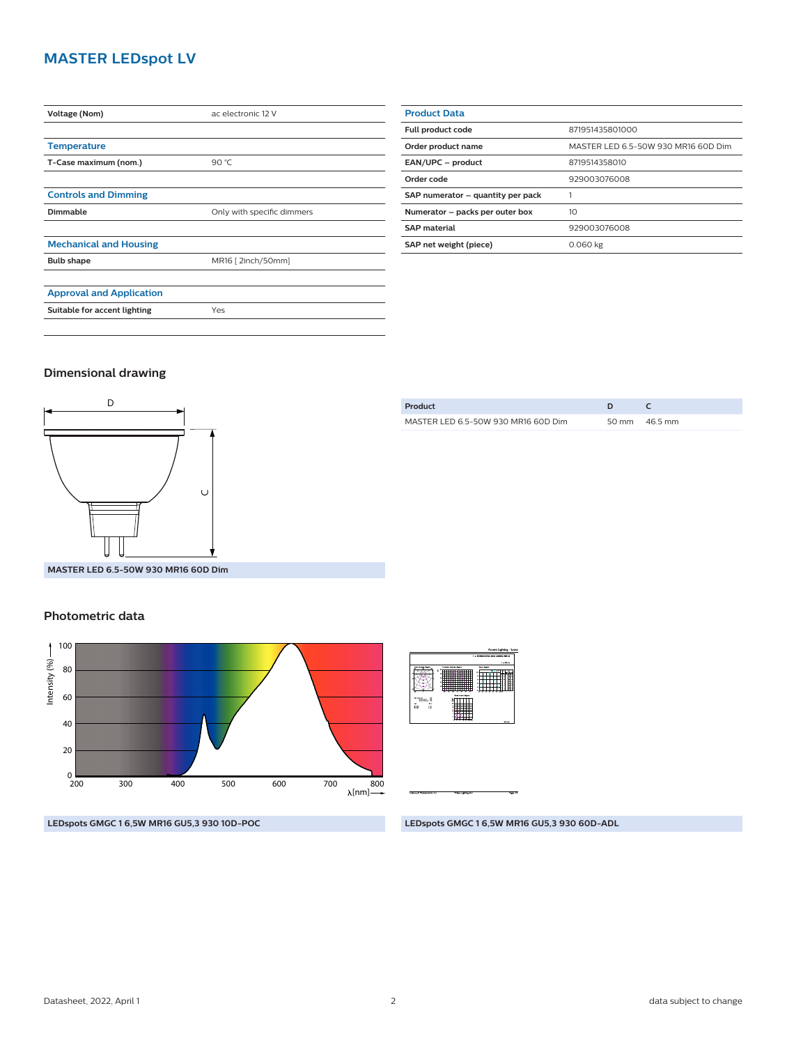# MASTER LEDspot LV

| Voltage (Nom) | ac electronic 12 V |
|---|---|

### Temperature

| T-Case maximum (nom.) | 90 °C |
|---|---|

### Controls and Dimming

| Dimmable | Only with specific dimmers |
|---|---|

### Mechanical and Housing

| Bulb shape | MR16 [ 2inch/50mm] |
|---|---|

### Approval and Application

| Suitable for accent lighting | Yes |
|---|---|

### Product Data

| Full product code | 871951435801000 |
|---|---|
| Order product name | MASTER LED 6.5-50W 930 MR16 60D Dim |
| EAN/UPC – product | 8719514358010 |
| Order code | 929003076008 |
| SAP numerator – quantity per pack | 1 |
| Numerator – packs per outer box | 10 |
| SAP material | 929003076008 |
| SAP net weight (piece) | 0.060 kg |

## Dimensional drawing

MASTER LED 6.5-50W 930 MR16 60D Dim

| Product | D | C |
|---|---|---|
| MASTER LED 6.5-50W 930 MR16 60D Dim | 50 mm | 46.5 mm |

## Photometric data

LEDspots GMGC 1 6,5W MR16 GU5,3 930 10D-POC

LEDspots GMGC 1 6,5W MR16 GU5,3 930 60D-ADL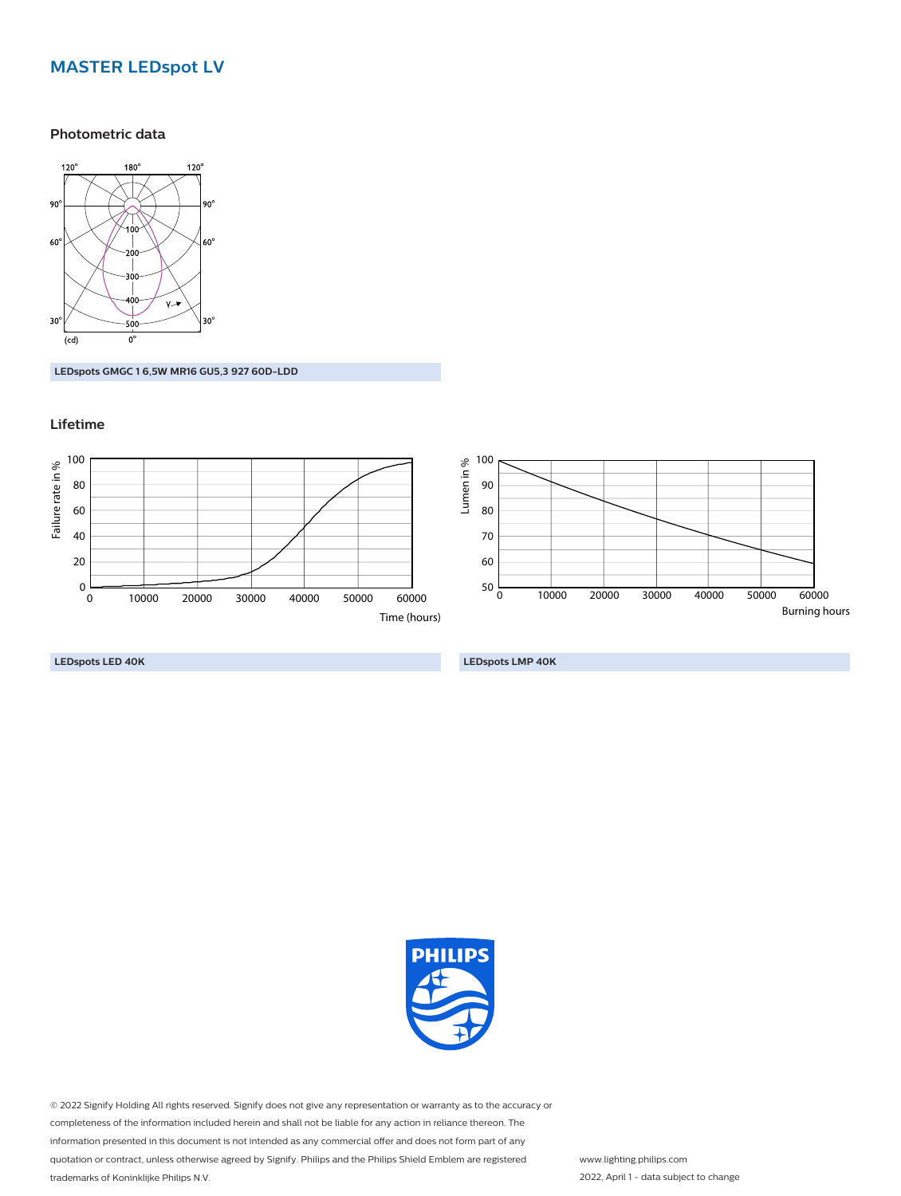# MASTER LEDspot LV

## Photometric data

120° 180° 120°
90° 90°
60° 60°
30° 30°
100
200
300
400
500
γ
(cd) 0°

**LEDspots GMGC 1 6,5W MR16 GU5,3 927 60D-LDD**

## Lifetime

Failure rate in %
100
80
60
40
20
0
0 10000 20000 30000 40000 50000 60000
Time (hours)

**LEDspots LED 40K**

Lumen in %
100
90
80
70
60
50
0 10000 20000 30000 40000 50000 60000
Burning hours

**LEDspots LMP 40K**

© 2022 Signify Holding All rights reserved. Signify does not give any representation or warranty as to the accuracy or completeness of the information included herein and shall not be liable for any action in reliance thereon. The information presented in this document is not intended as any commercial offer and does not form part of any quotation or contract, unless otherwise agreed by Signify. Philips and the Philips Shield Emblem are registered trademarks of Koninklijke Philips N.V.

www.lighting.philips.com

2022, April 1 - data subject to change